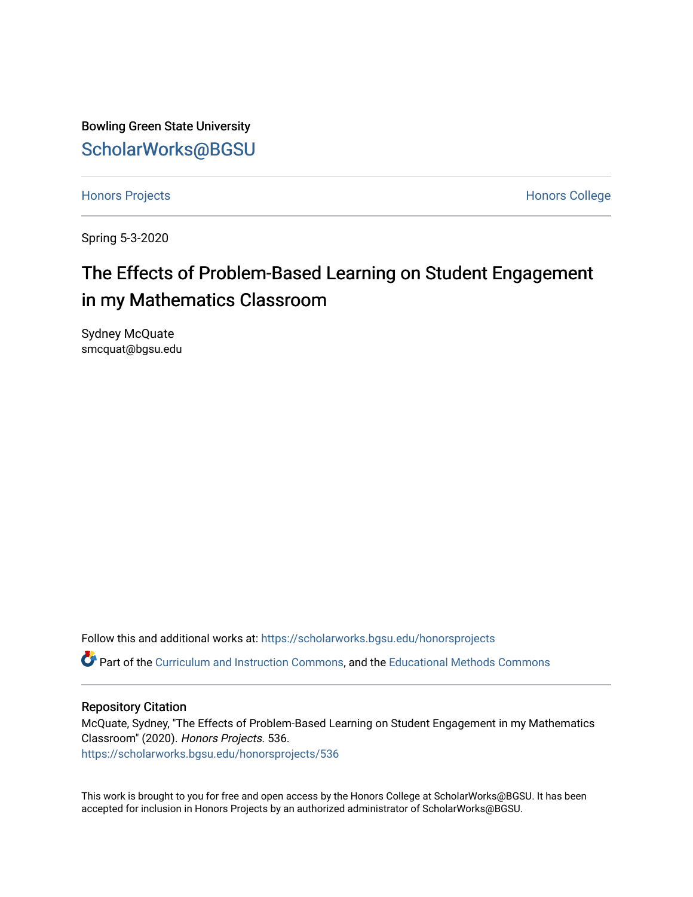Bowling Green State University

ScholarWorks@BGSU

Honors Projects

Honors College

Spring 5-3-2020

# The Effects of Problem-Based Learning on Student Engagement in my Mathematics Classroom

Sydney McQuate
smcquat@bgsu.edu

Follow this and additional works at: https://scholarworks.bgsu.edu/honorsprojects

Part of the Curriculum and Instruction Commons, and the Educational Methods Commons

## Repository Citation

McQuate, Sydney, "The Effects of Problem-Based Learning on Student Engagement in my Mathematics Classroom" (2020). *Honors Projects*. 536.
https://scholarworks.bgsu.edu/honorsprojects/536

This work is brought to you for free and open access by the Honors College at ScholarWorks@BGSU. It has been accepted for inclusion in Honors Projects by an authorized administrator of ScholarWorks@BGSU.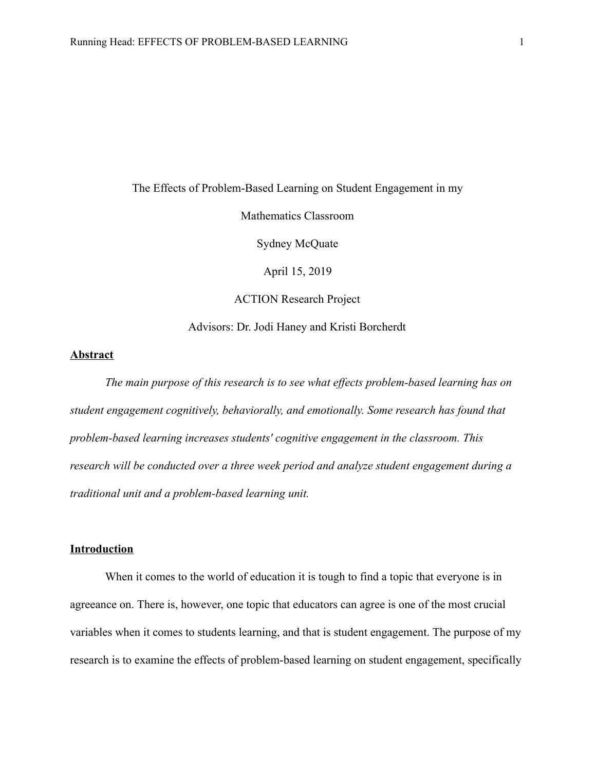The Effects of Problem-Based Learning on Student Engagement in my

Mathematics Classroom

Sydney McQuate

April 15, 2019

ACTION Research Project

Advisors: Dr. Jodi Haney and Kristi Borcherdt

## Abstract

*The main purpose of this research is to see what effects problem-based learning has on student engagement cognitively, behaviorally, and emotionally. Some research has found that problem-based learning increases students' cognitive engagement in the classroom. This research will be conducted over a three week period and analyze student engagement during a traditional unit and a problem-based learning unit.*

## Introduction

When it comes to the world of education it is tough to find a topic that everyone is in agreeance on. There is, however, one topic that educators can agree is one of the most crucial variables when it comes to students learning, and that is student engagement. The purpose of my research is to examine the effects of problem-based learning on student engagement, specifically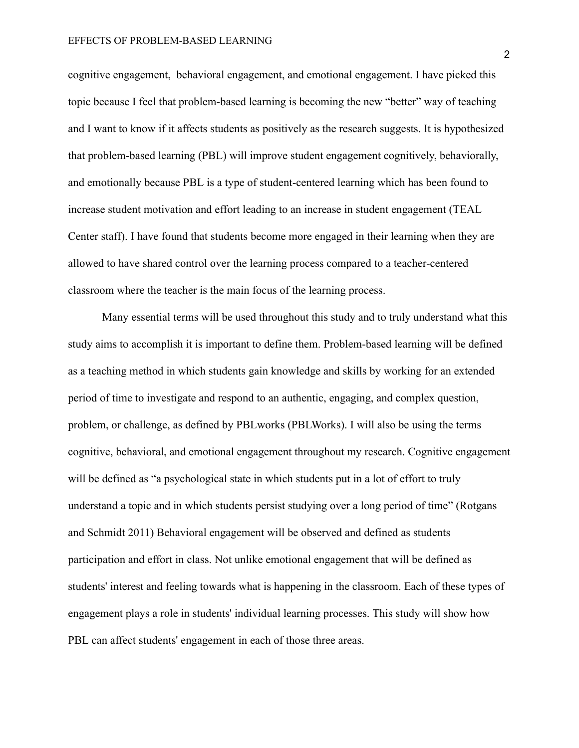cognitive engagement,  behavioral engagement, and emotional engagement. I have picked this topic because I feel that problem-based learning is becoming the new “better” way of teaching and I want to know if it affects students as positively as the research suggests. It is hypothesized that problem-based learning (PBL) will improve student engagement cognitively, behaviorally, and emotionally because PBL is a type of student-centered learning which has been found to increase student motivation and effort leading to an increase in student engagement (TEAL Center staff). I have found that students become more engaged in their learning when they are allowed to have shared control over the learning process compared to a teacher-centered classroom where the teacher is the main focus of the learning process.

Many essential terms will be used throughout this study and to truly understand what this study aims to accomplish it is important to define them. Problem-based learning will be defined as a teaching method in which students gain knowledge and skills by working for an extended period of time to investigate and respond to an authentic, engaging, and complex question, problem, or challenge, as defined by PBLworks (PBLWorks). I will also be using the terms cognitive, behavioral, and emotional engagement throughout my research. Cognitive engagement will be defined as “a psychological state in which students put in a lot of effort to truly understand a topic and in which students persist studying over a long period of time” (Rotgans and Schmidt 2011) Behavioral engagement will be observed and defined as students participation and effort in class. Not unlike emotional engagement that will be defined as students' interest and feeling towards what is happening in the classroom. Each of these types of engagement plays a role in students' individual learning processes. This study will show how PBL can affect students' engagement in each of those three areas.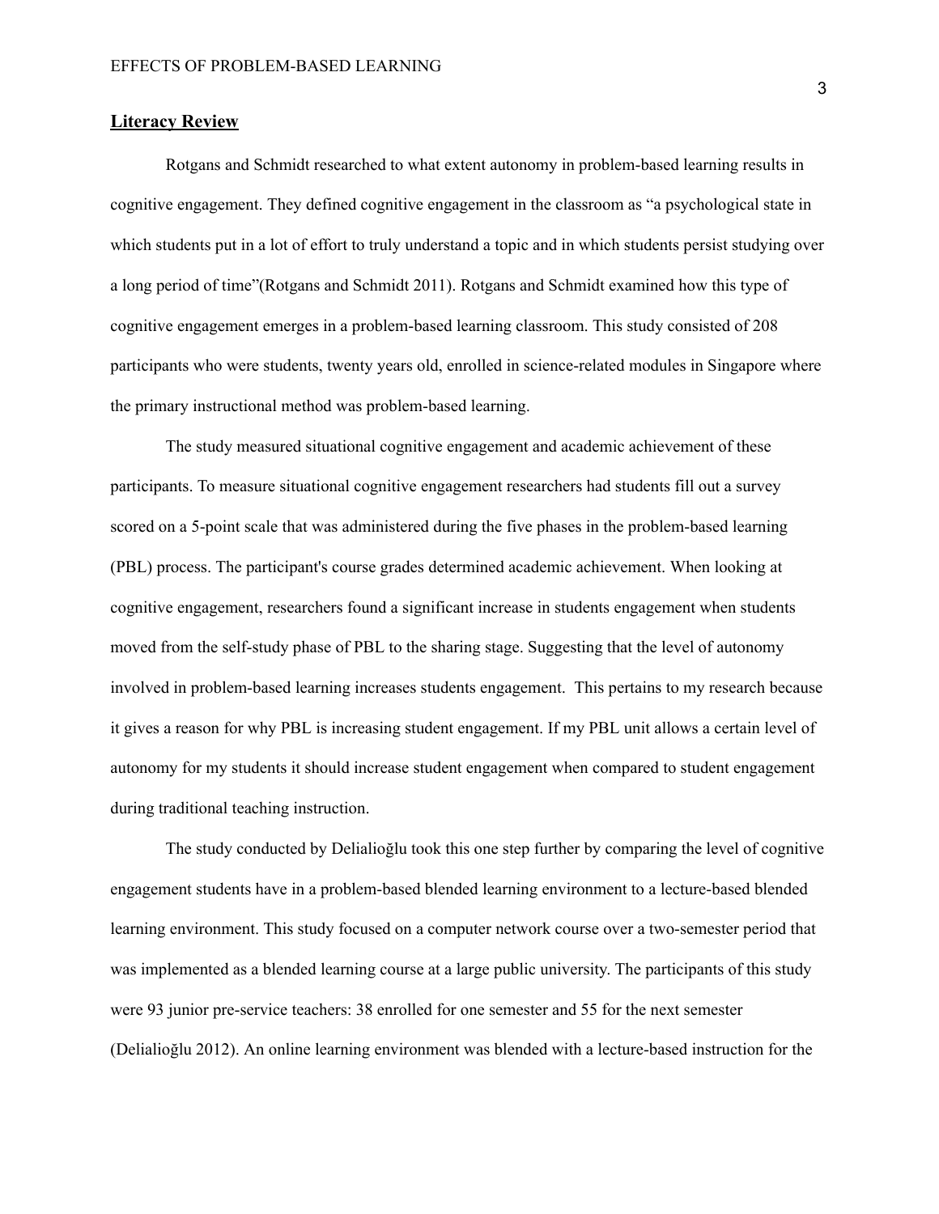## <u>Literacy Review</u>

Rotgans and Schmidt researched to what extent autonomy in problem-based learning results in cognitive engagement. They defined cognitive engagement in the classroom as "a psychological state in which students put in a lot of effort to truly understand a topic and in which students persist studying over a long period of time"(Rotgans and Schmidt 2011). Rotgans and Schmidt examined how this type of cognitive engagement emerges in a problem-based learning classroom. This study consisted of 208 participants who were students, twenty years old, enrolled in science-related modules in Singapore where the primary instructional method was problem-based learning.

The study measured situational cognitive engagement and academic achievement of these participants. To measure situational cognitive engagement researchers had students fill out a survey scored on a 5-point scale that was administered during the five phases in the problem-based learning (PBL) process. The participant's course grades determined academic achievement. When looking at cognitive engagement, researchers found a significant increase in students engagement when students moved from the self-study phase of PBL to the sharing stage. Suggesting that the level of autonomy involved in problem-based learning increases students engagement. This pertains to my research because it gives a reason for why PBL is increasing student engagement. If my PBL unit allows a certain level of autonomy for my students it should increase student engagement when compared to student engagement during traditional teaching instruction.

The study conducted by Delialioğlu took this one step further by comparing the level of cognitive engagement students have in a problem-based blended learning environment to a lecture-based blended learning environment. This study focused on a computer network course over a two-semester period that was implemented as a blended learning course at a large public university. The participants of this study were 93 junior pre-service teachers: 38 enrolled for one semester and 55 for the next semester (Delialioğlu 2012). An online learning environment was blended with a lecture-based instruction for the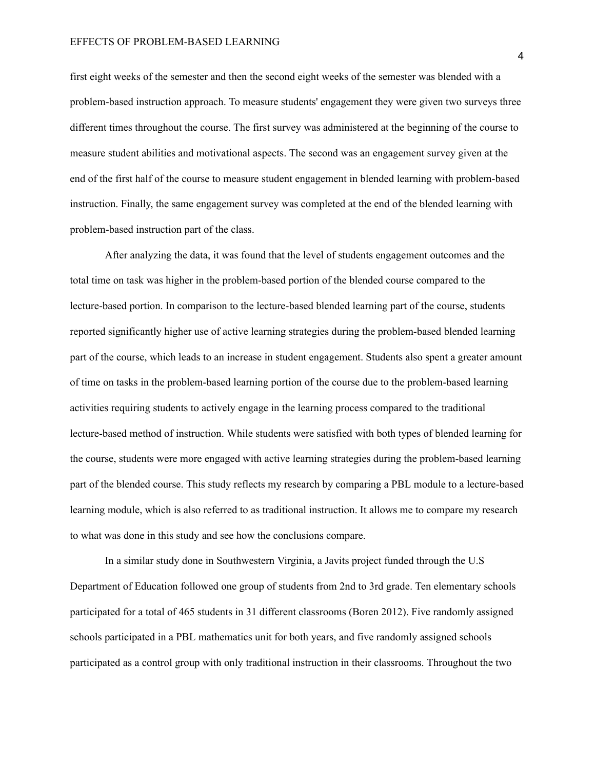first eight weeks of the semester and then the second eight weeks of the semester was blended with a problem-based instruction approach. To measure students' engagement they were given two surveys three different times throughout the course. The first survey was administered at the beginning of the course to measure student abilities and motivational aspects. The second was an engagement survey given at the end of the first half of the course to measure student engagement in blended learning with problem-based instruction. Finally, the same engagement survey was completed at the end of the blended learning with problem-based instruction part of the class.

After analyzing the data, it was found that the level of students engagement outcomes and the total time on task was higher in the problem-based portion of the blended course compared to the lecture-based portion. In comparison to the lecture-based blended learning part of the course, students reported significantly higher use of active learning strategies during the problem-based blended learning part of the course, which leads to an increase in student engagement. Students also spent a greater amount of time on tasks in the problem-based learning portion of the course due to the problem-based learning activities requiring students to actively engage in the learning process compared to the traditional lecture-based method of instruction. While students were satisfied with both types of blended learning for the course, students were more engaged with active learning strategies during the problem-based learning part of the blended course. This study reflects my research by comparing a PBL module to a lecture-based learning module, which is also referred to as traditional instruction. It allows me to compare my research to what was done in this study and see how the conclusions compare.

In a similar study done in Southwestern Virginia, a Javits project funded through the U.S Department of Education followed one group of students from 2nd to 3rd grade. Ten elementary schools participated for a total of 465 students in 31 different classrooms (Boren 2012). Five randomly assigned schools participated in a PBL mathematics unit for both years, and five randomly assigned schools participated as a control group with only traditional instruction in their classrooms. Throughout the two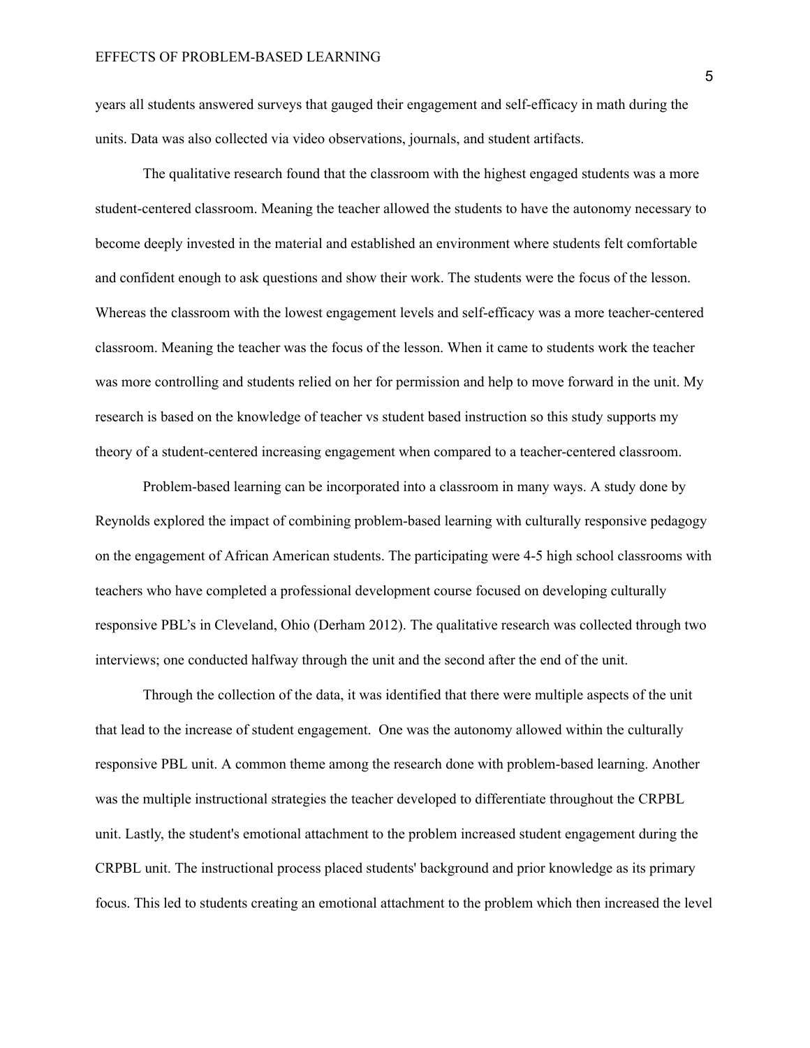years all students answered surveys that gauged their engagement and self-efficacy in math during the units. Data was also collected via video observations, journals, and student artifacts.

The qualitative research found that the classroom with the highest engaged students was a more student-centered classroom. Meaning the teacher allowed the students to have the autonomy necessary to become deeply invested in the material and established an environment where students felt comfortable and confident enough to ask questions and show their work. The students were the focus of the lesson. Whereas the classroom with the lowest engagement levels and self-efficacy was a more teacher-centered classroom. Meaning the teacher was the focus of the lesson. When it came to students work the teacher was more controlling and students relied on her for permission and help to move forward in the unit. My research is based on the knowledge of teacher vs student based instruction so this study supports my theory of a student-centered increasing engagement when compared to a teacher-centered classroom.

Problem-based learning can be incorporated into a classroom in many ways. A study done by Reynolds explored the impact of combining problem-based learning with culturally responsive pedagogy on the engagement of African American students. The participating were 4-5 high school classrooms with teachers who have completed a professional development course focused on developing culturally responsive PBL's in Cleveland, Ohio (Derham 2012). The qualitative research was collected through two interviews; one conducted halfway through the unit and the second after the end of the unit.

Through the collection of the data, it was identified that there were multiple aspects of the unit that lead to the increase of student engagement. One was the autonomy allowed within the culturally responsive PBL unit. A common theme among the research done with problem-based learning. Another was the multiple instructional strategies the teacher developed to differentiate throughout the CRPBL unit. Lastly, the student's emotional attachment to the problem increased student engagement during the CRPBL unit. The instructional process placed students' background and prior knowledge as its primary focus. This led to students creating an emotional attachment to the problem which then increased the level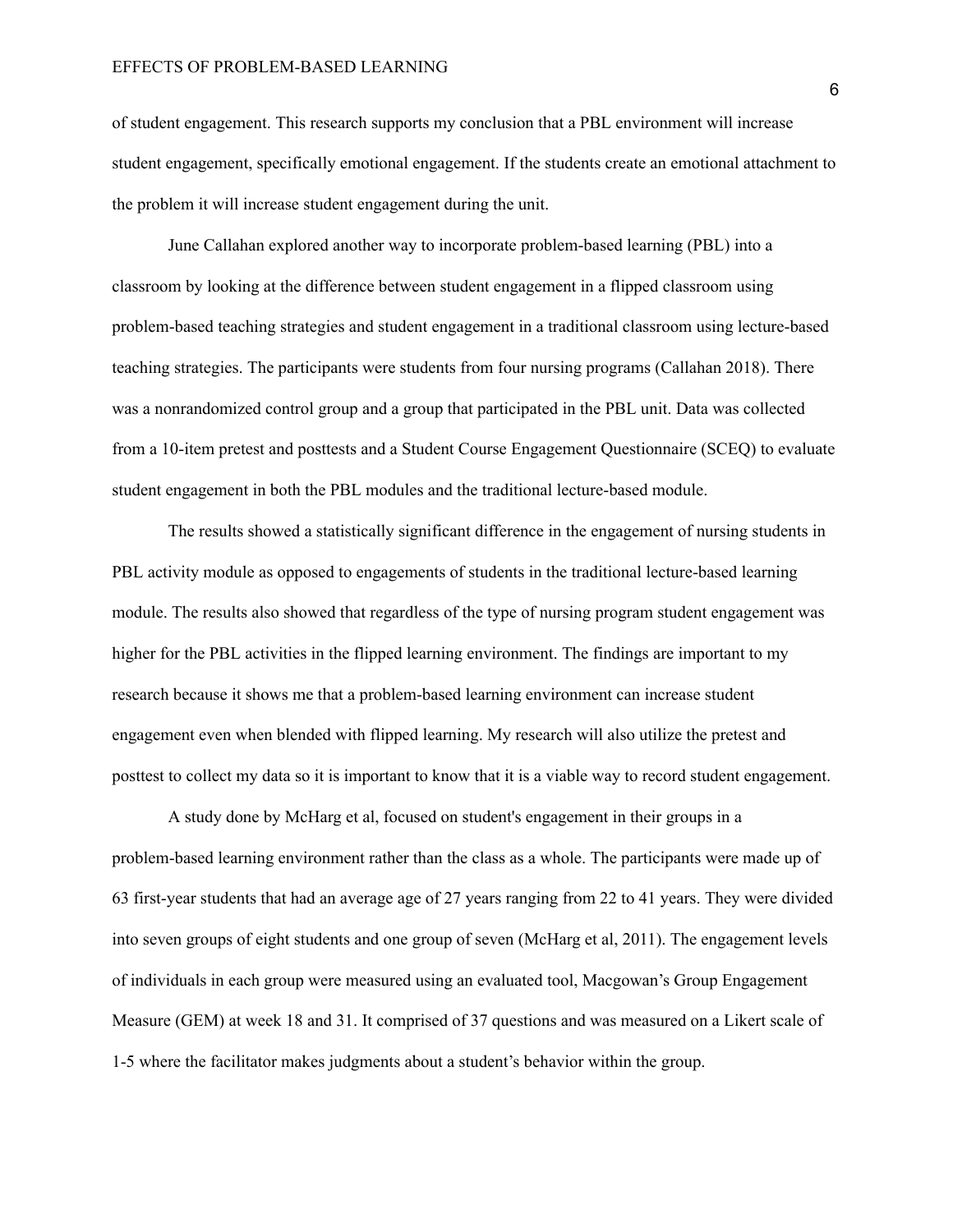of student engagement. This research supports my conclusion that a PBL environment will increase student engagement, specifically emotional engagement. If the students create an emotional attachment to the problem it will increase student engagement during the unit.

June Callahan explored another way to incorporate problem-based learning (PBL) into a classroom by looking at the difference between student engagement in a flipped classroom using problem-based teaching strategies and student engagement in a traditional classroom using lecture-based teaching strategies. The participants were students from four nursing programs (Callahan 2018). There was a nonrandomized control group and a group that participated in the PBL unit. Data was collected from a 10-item pretest and posttests and a Student Course Engagement Questionnaire (SCEQ) to evaluate student engagement in both the PBL modules and the traditional lecture-based module.

The results showed a statistically significant difference in the engagement of nursing students in PBL activity module as opposed to engagements of students in the traditional lecture-based learning module. The results also showed that regardless of the type of nursing program student engagement was higher for the PBL activities in the flipped learning environment. The findings are important to my research because it shows me that a problem-based learning environment can increase student engagement even when blended with flipped learning. My research will also utilize the pretest and posttest to collect my data so it is important to know that it is a viable way to record student engagement.

A study done by McHarg et al, focused on student's engagement in their groups in a problem-based learning environment rather than the class as a whole. The participants were made up of 63 first-year students that had an average age of 27 years ranging from 22 to 41 years. They were divided into seven groups of eight students and one group of seven (McHarg et al, 2011). The engagement levels of individuals in each group were measured using an evaluated tool, Macgowan's Group Engagement Measure (GEM) at week 18 and 31. It comprised of 37 questions and was measured on a Likert scale of 1-5 where the facilitator makes judgments about a student's behavior within the group.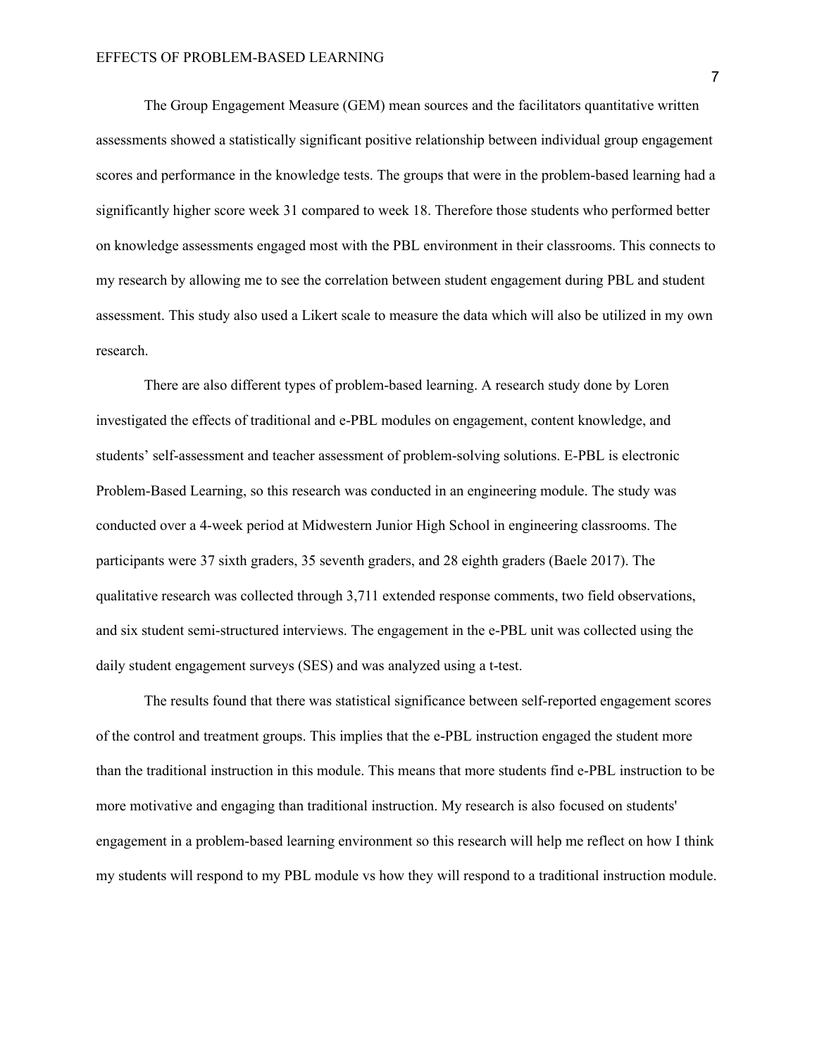The Group Engagement Measure (GEM) mean sources and the facilitators quantitative written assessments showed a statistically significant positive relationship between individual group engagement scores and performance in the knowledge tests. The groups that were in the problem-based learning had a significantly higher score week 31 compared to week 18. Therefore those students who performed better on knowledge assessments engaged most with the PBL environment in their classrooms. This connects to my research by allowing me to see the correlation between student engagement during PBL and student assessment. This study also used a Likert scale to measure the data which will also be utilized in my own research.

There are also different types of problem-based learning. A research study done by Loren investigated the effects of traditional and e-PBL modules on engagement, content knowledge, and students' self-assessment and teacher assessment of problem-solving solutions. E-PBL is electronic Problem-Based Learning, so this research was conducted in an engineering module. The study was conducted over a 4-week period at Midwestern Junior High School in engineering classrooms. The participants were 37 sixth graders, 35 seventh graders, and 28 eighth graders (Baele 2017). The qualitative research was collected through 3,711 extended response comments, two field observations, and six student semi-structured interviews. The engagement in the e-PBL unit was collected using the daily student engagement surveys (SES) and was analyzed using a t-test.

The results found that there was statistical significance between self-reported engagement scores of the control and treatment groups. This implies that the e-PBL instruction engaged the student more than the traditional instruction in this module. This means that more students find e-PBL instruction to be more motivative and engaging than traditional instruction. My research is also focused on students' engagement in a problem-based learning environment so this research will help me reflect on how I think my students will respond to my PBL module vs how they will respond to a traditional instruction module.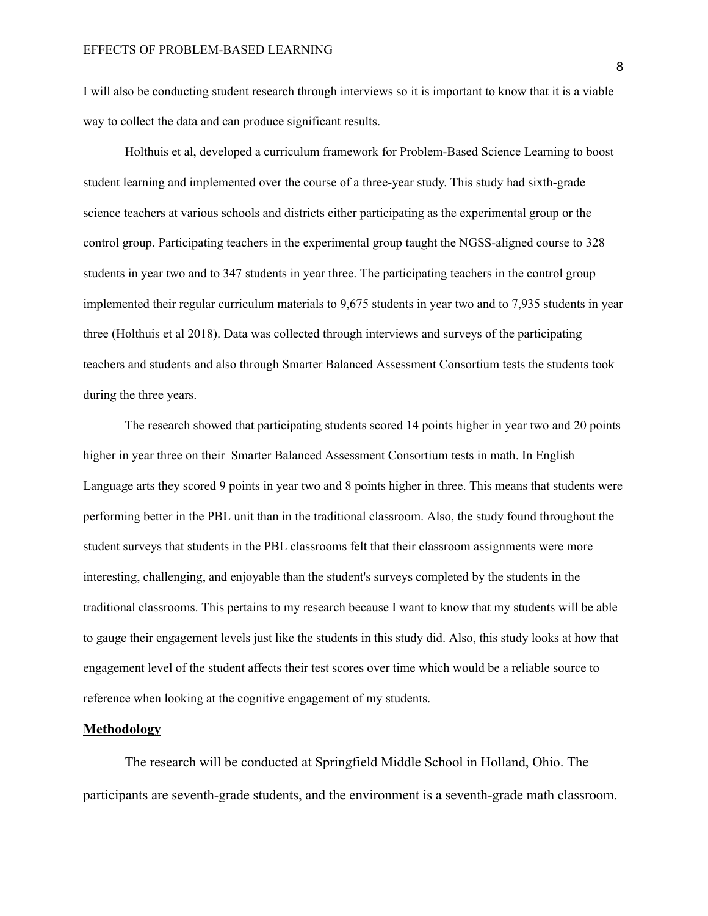I will also be conducting student research through interviews so it is important to know that it is a viable way to collect the data and can produce significant results.

Holthuis et al, developed a curriculum framework for Problem-Based Science Learning to boost student learning and implemented over the course of a three-year study. This study had sixth-grade science teachers at various schools and districts either participating as the experimental group or the control group. Participating teachers in the experimental group taught the NGSS-aligned course to 328 students in year two and to 347 students in year three. The participating teachers in the control group implemented their regular curriculum materials to 9,675 students in year two and to 7,935 students in year three (Holthuis et al 2018). Data was collected through interviews and surveys of the participating teachers and students and also through Smarter Balanced Assessment Consortium tests the students took during the three years.

The research showed that participating students scored 14 points higher in year two and 20 points higher in year three on their  Smarter Balanced Assessment Consortium tests in math. In English Language arts they scored 9 points in year two and 8 points higher in three. This means that students were performing better in the PBL unit than in the traditional classroom. Also, the study found throughout the student surveys that students in the PBL classrooms felt that their classroom assignments were more interesting, challenging, and enjoyable than the student's surveys completed by the students in the traditional classrooms. This pertains to my research because I want to know that my students will be able to gauge their engagement levels just like the students in this study did. Also, this study looks at how that engagement level of the student affects their test scores over time which would be a reliable source to reference when looking at the cognitive engagement of my students.

## Methodology

The research will be conducted at Springfield Middle School in Holland, Ohio. The participants are seventh-grade students, and the environment is a seventh-grade math classroom.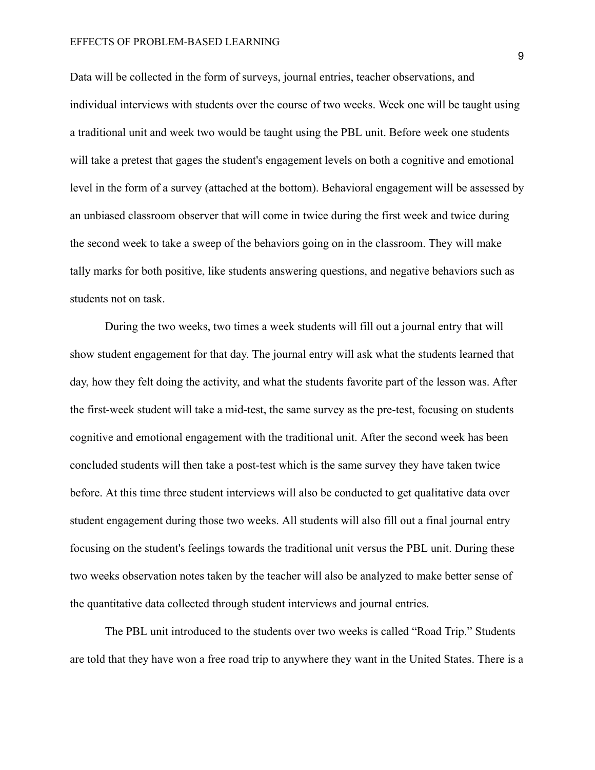Data will be collected in the form of surveys, journal entries, teacher observations, and individual interviews with students over the course of two weeks. Week one will be taught using a traditional unit and week two would be taught using the PBL unit. Before week one students will take a pretest that gages the student's engagement levels on both a cognitive and emotional level in the form of a survey (attached at the bottom). Behavioral engagement will be assessed by an unbiased classroom observer that will come in twice during the first week and twice during the second week to take a sweep of the behaviors going on in the classroom. They will make tally marks for both positive, like students answering questions, and negative behaviors such as students not on task.

During the two weeks, two times a week students will fill out a journal entry that will show student engagement for that day. The journal entry will ask what the students learned that day, how they felt doing the activity, and what the students favorite part of the lesson was. After the first-week student will take a mid-test, the same survey as the pre-test, focusing on students cognitive and emotional engagement with the traditional unit. After the second week has been concluded students will then take a post-test which is the same survey they have taken twice before. At this time three student interviews will also be conducted to get qualitative data over student engagement during those two weeks. All students will also fill out a final journal entry focusing on the student's feelings towards the traditional unit versus the PBL unit. During these two weeks observation notes taken by the teacher will also be analyzed to make better sense of the quantitative data collected through student interviews and journal entries.

The PBL unit introduced to the students over two weeks is called "Road Trip." Students are told that they have won a free road trip to anywhere they want in the United States. There is a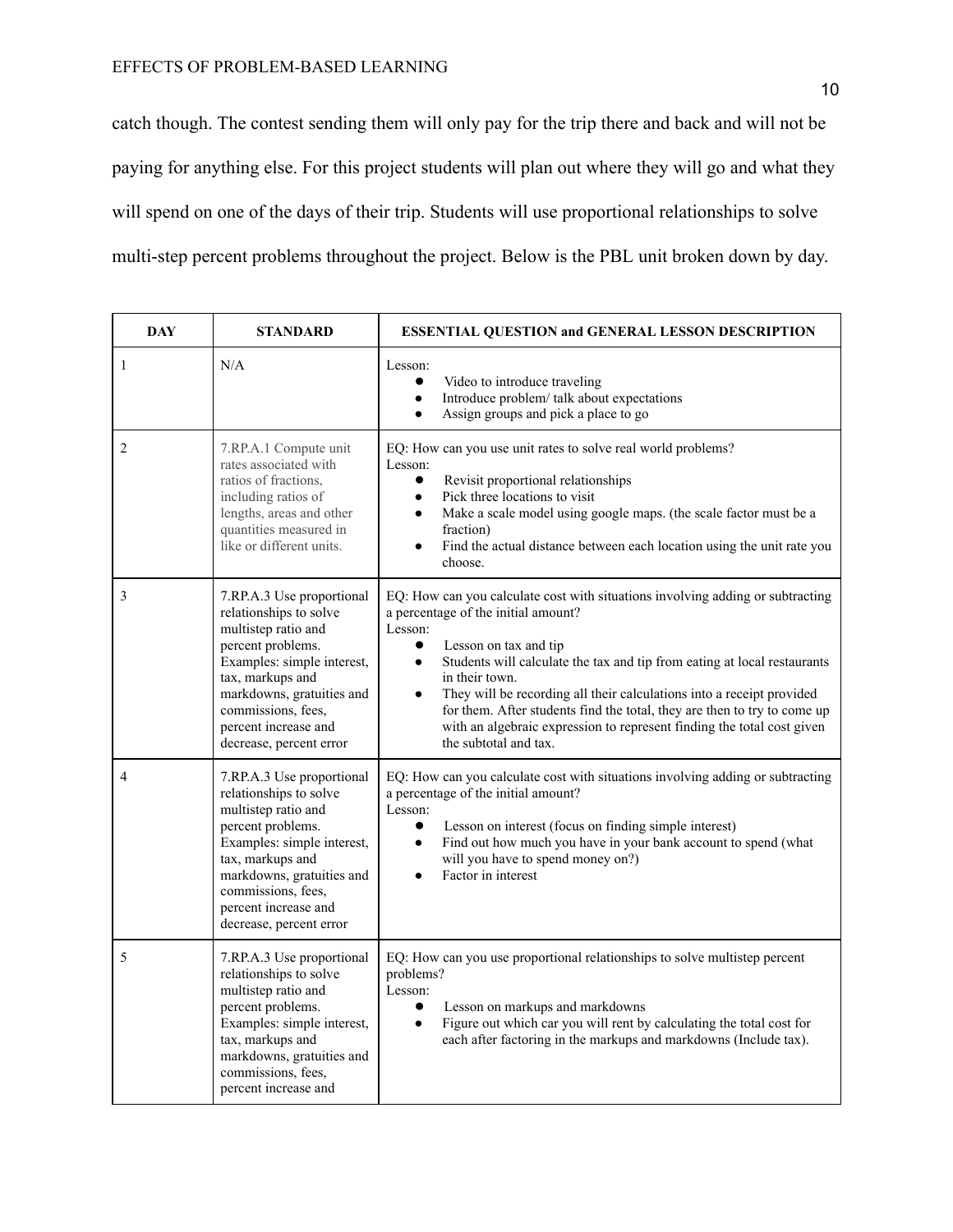catch though. The contest sending them will only pay for the trip there and back and will not be paying for anything else. For this project students will plan out where they will go and what they will spend on one of the days of their trip. Students will use proportional relationships to solve multi-step percent problems throughout the project. Below is the PBL unit broken down by day.

| DAY | STANDARD | ESSENTIAL QUESTION and GENERAL LESSON DESCRIPTION |
|---|---|---|
| 1 | N/A | Lesson:<br>● Video to introduce traveling<br>● Introduce problem/ talk about expectations<br>● Assign groups and pick a place to go |
| 2 | 7.RP.A.1 Compute unit rates associated with ratios of fractions, including ratios of lengths, areas and other quantities measured in like or different units. | EQ: How can you use unit rates to solve real world problems?<br>Lesson:<br>● Revisit proportional relationships<br>● Pick three locations to visit<br>● Make a scale model using google maps. (the scale factor must be a fraction)<br>● Find the actual distance between each location using the unit rate you choose. |
| 3 | 7.RP.A.3 Use proportional relationships to solve multistep ratio and percent problems. Examples: simple interest, tax, markups and markdowns, gratuities and commissions, fees, percent increase and decrease, percent error | EQ: How can you calculate cost with situations involving adding or subtracting a percentage of the initial amount?<br>Lesson:<br>● Lesson on tax and tip<br>● Students will calculate the tax and tip from eating at local restaurants in their town.<br>● They will be recording all their calculations into a receipt provided for them. After students find the total, they are then to try to come up with an algebraic expression to represent finding the total cost given the subtotal and tax. |
| 4 | 7.RP.A.3 Use proportional relationships to solve multistep ratio and percent problems. Examples: simple interest, tax, markups and markdowns, gratuities and commissions, fees, percent increase and decrease, percent error | EQ: How can you calculate cost with situations involving adding or subtracting a percentage of the initial amount?<br>Lesson:<br>● Lesson on interest (focus on finding simple interest)<br>● Find out how much you have in your bank account to spend (what will you have to spend money on?)<br>● Factor in interest |
| 5 | 7.RP.A.3 Use proportional relationships to solve multistep ratio and percent problems. Examples: simple interest, tax, markups and markdowns, gratuities and commissions, fees, percent increase and | EQ: How can you use proportional relationships to solve multistep percent problems?<br>Lesson:<br>● Lesson on markups and markdowns<br>● Figure out which car you will rent by calculating the total cost for each after factoring in the markups and markdowns (Include tax). |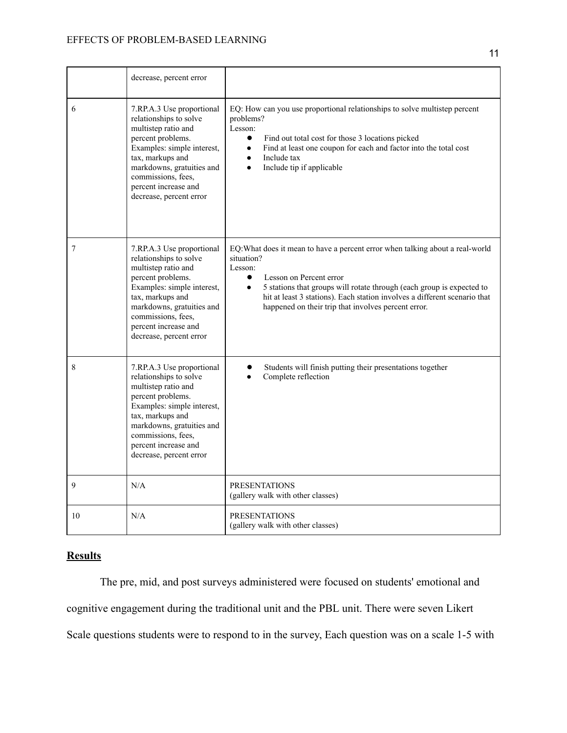| | | |
|---|---|---|
| | decrease, percent error | |
| 6 | 7.RP.A.3 Use proportional relationships to solve multistep ratio and percent problems. Examples: simple interest, tax, markups and markdowns, gratuities and commissions, fees, percent increase and decrease, percent error | EQ: How can you use proportional relationships to solve multistep percent problems?<br>Lesson:<br>● Find out total cost for those 3 locations picked<br>● Find at least one coupon for each and factor into the total cost<br>● Include tax<br>● Include tip if applicable |
| 7 | 7.RP.A.3 Use proportional relationships to solve multistep ratio and percent problems. Examples: simple interest, tax, markups and markdowns, gratuities and commissions, fees, percent increase and decrease, percent error | EQ:What does it mean to have a percent error when talking about a real-world situation?<br>Lesson:<br>● Lesson on Percent error<br>● 5 stations that groups will rotate through (each group is expected to hit at least 3 stations). Each station involves a different scenario that happened on their trip that involves percent error. |
| 8 | 7.RP.A.3 Use proportional relationships to solve multistep ratio and percent problems. Examples: simple interest, tax, markups and markdowns, gratuities and commissions, fees, percent increase and decrease, percent error | ● Students will finish putting their presentations together<br>● Complete reflection |
| 9 | N/A | PRESENTATIONS<br>(gallery walk with other classes) |
| 10 | N/A | PRESENTATIONS<br>(gallery walk with other classes) |

## **Results**

The pre, mid, and post surveys administered were focused on students' emotional and cognitive engagement during the traditional unit and the PBL unit. There were seven Likert Scale questions students were to respond to in the survey, Each question was on a scale 1-5 with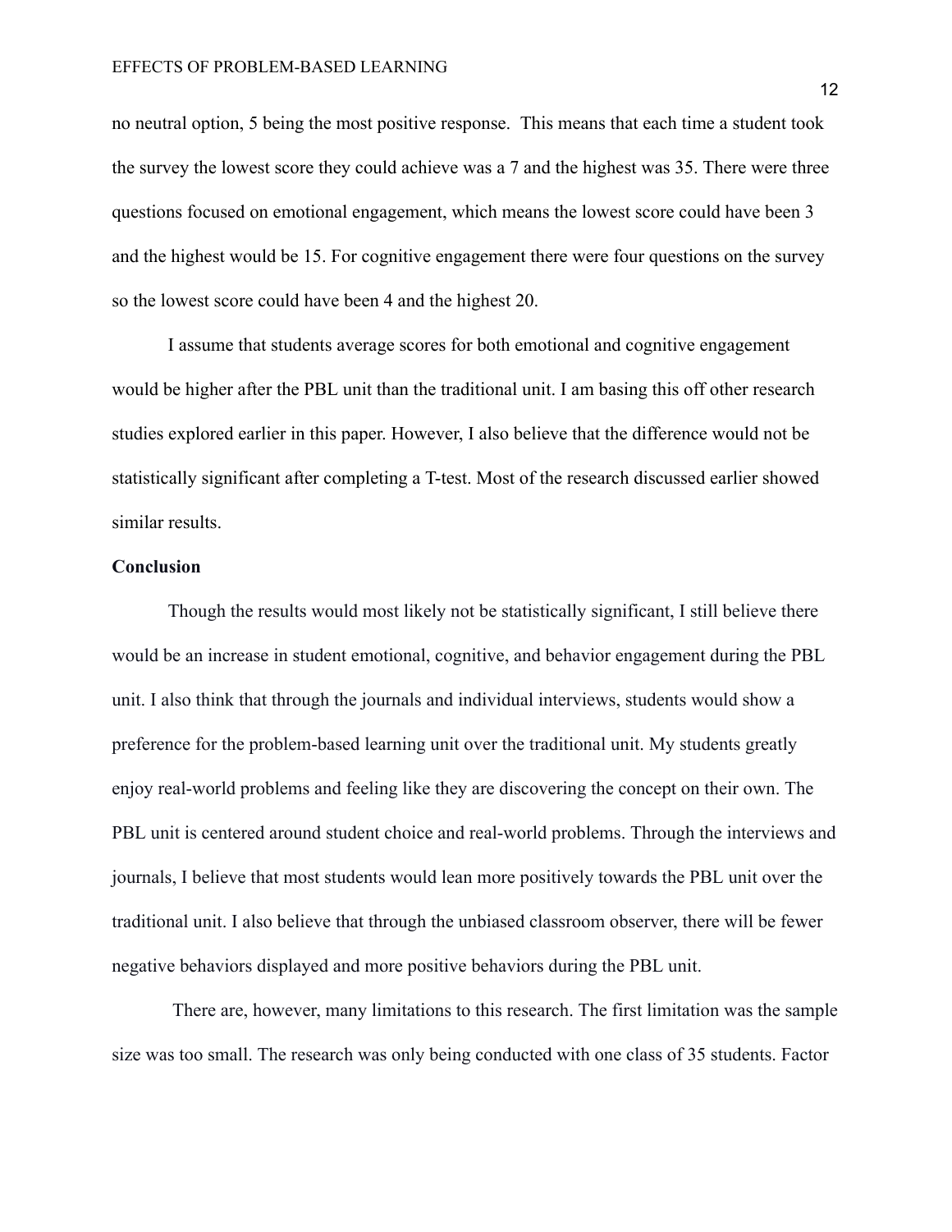no neutral option, 5 being the most positive response. This means that each time a student took the survey the lowest score they could achieve was a 7 and the highest was 35. There were three questions focused on emotional engagement, which means the lowest score could have been 3 and the highest would be 15. For cognitive engagement there were four questions on the survey so the lowest score could have been 4 and the highest 20.

I assume that students average scores for both emotional and cognitive engagement would be higher after the PBL unit than the traditional unit. I am basing this off other research studies explored earlier in this paper. However, I also believe that the difference would not be statistically significant after completing a T-test. Most of the research discussed earlier showed similar results.

**Conclusion**

Though the results would most likely not be statistically significant, I still believe there would be an increase in student emotional, cognitive, and behavior engagement during the PBL unit. I also think that through the journals and individual interviews, students would show a preference for the problem-based learning unit over the traditional unit. My students greatly enjoy real-world problems and feeling like they are discovering the concept on their own. The PBL unit is centered around student choice and real-world problems. Through the interviews and journals, I believe that most students would lean more positively towards the PBL unit over the traditional unit. I also believe that through the unbiased classroom observer, there will be fewer negative behaviors displayed and more positive behaviors during the PBL unit.

There are, however, many limitations to this research. The first limitation was the sample size was too small. The research was only being conducted with one class of 35 students. Factor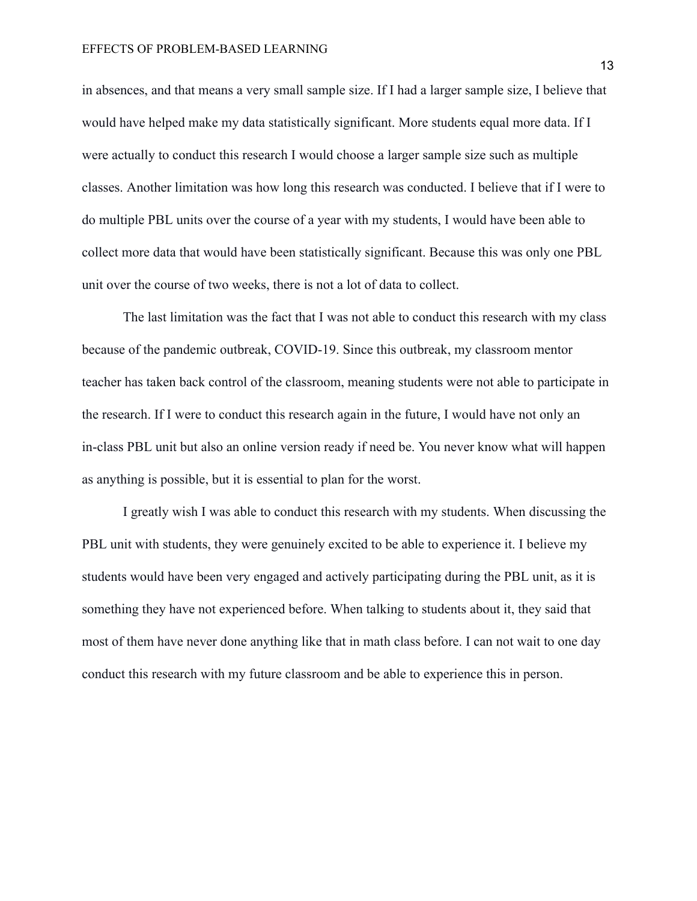in absences, and that means a very small sample size. If I had a larger sample size, I believe that would have helped make my data statistically significant. More students equal more data. If I were actually to conduct this research I would choose a larger sample size such as multiple classes. Another limitation was how long this research was conducted. I believe that if I were to do multiple PBL units over the course of a year with my students, I would have been able to collect more data that would have been statistically significant. Because this was only one PBL unit over the course of two weeks, there is not a lot of data to collect.

The last limitation was the fact that I was not able to conduct this research with my class because of the pandemic outbreak, COVID-19. Since this outbreak, my classroom mentor teacher has taken back control of the classroom, meaning students were not able to participate in the research. If I were to conduct this research again in the future, I would have not only an in-class PBL unit but also an online version ready if need be. You never know what will happen as anything is possible, but it is essential to plan for the worst.

I greatly wish I was able to conduct this research with my students. When discussing the PBL unit with students, they were genuinely excited to be able to experience it. I believe my students would have been very engaged and actively participating during the PBL unit, as it is something they have not experienced before. When talking to students about it, they said that most of them have never done anything like that in math class before. I can not wait to one day conduct this research with my future classroom and be able to experience this in person.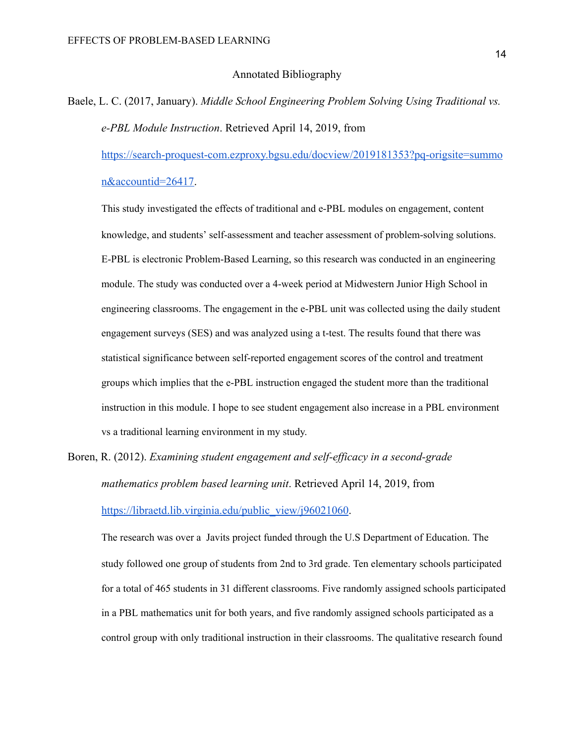## Annotated Bibliography

Baele, L. C. (2017, January). *Middle School Engineering Problem Solving Using Traditional vs. e-PBL Module Instruction*. Retrieved April 14, 2019, from https://search-proquest-com.ezproxy.bgsu.edu/docview/2019181353?pq-origsite=summon&accountid=26417.

This study investigated the effects of traditional and e-PBL modules on engagement, content knowledge, and students' self-assessment and teacher assessment of problem-solving solutions. E-PBL is electronic Problem-Based Learning, so this research was conducted in an engineering module. The study was conducted over a 4-week period at Midwestern Junior High School in engineering classrooms. The engagement in the e-PBL unit was collected using the daily student engagement surveys (SES) and was analyzed using a t-test. The results found that there was statistical significance between self-reported engagement scores of the control and treatment groups which implies that the e-PBL instruction engaged the student more than the traditional instruction in this module. I hope to see student engagement also increase in a PBL environment vs a traditional learning environment in my study.

Boren, R. (2012). *Examining student engagement and self-efficacy in a second-grade mathematics problem based learning unit*. Retrieved April 14, 2019, from https://libraetd.lib.virginia.edu/public_view/j96021060.

The research was over a Javits project funded through the U.S Department of Education. The study followed one group of students from 2nd to 3rd grade. Ten elementary schools participated for a total of 465 students in 31 different classrooms. Five randomly assigned schools participated in a PBL mathematics unit for both years, and five randomly assigned schools participated as a control group with only traditional instruction in their classrooms. The qualitative research found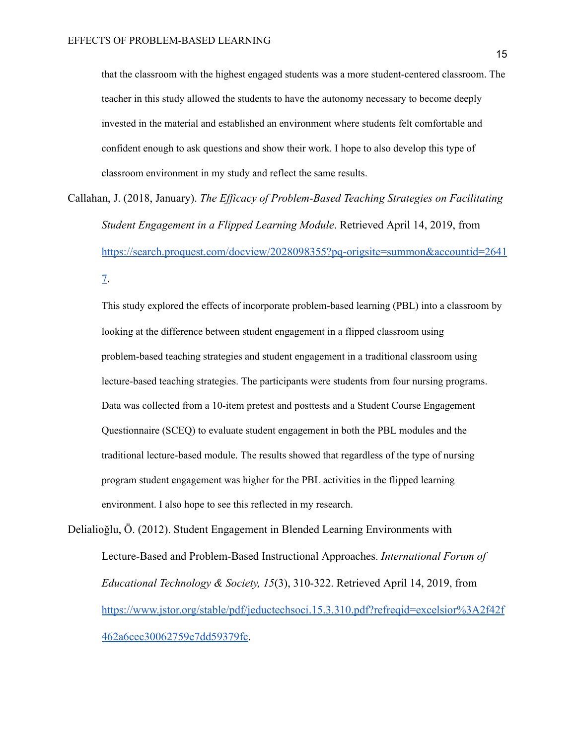that the classroom with the highest engaged students was a more student-centered classroom. The teacher in this study allowed the students to have the autonomy necessary to become deeply invested in the material and established an environment where students felt comfortable and confident enough to ask questions and show their work. I hope to also develop this type of classroom environment in my study and reflect the same results.

Callahan, J. (2018, January). *The Efficacy of Problem-Based Teaching Strategies on Facilitating Student Engagement in a Flipped Learning Module*. Retrieved April 14, 2019, from https://search.proquest.com/docview/2028098355?pq-origsite=summon&accountid=26417.

This study explored the effects of incorporate problem-based learning (PBL) into a classroom by looking at the difference between student engagement in a flipped classroom using problem-based teaching strategies and student engagement in a traditional classroom using lecture-based teaching strategies. The participants were students from four nursing programs. Data was collected from a 10-item pretest and posttests and a Student Course Engagement Questionnaire (SCEQ) to evaluate student engagement in both the PBL modules and the traditional lecture-based module. The results showed that regardless of the type of nursing program student engagement was higher for the PBL activities in the flipped learning environment. I also hope to see this reflected in my research.

Delialioğlu, Ö. (2012). Student Engagement in Blended Learning Environments with Lecture-Based and Problem-Based Instructional Approaches. *International Forum of Educational Technology & Society, 15*(3), 310-322. Retrieved April 14, 2019, from https://www.jstor.org/stable/pdf/jeductechsoci.15.3.310.pdf?refreqid=excelsior%3A2f42f462a6cec30062759e7dd59379fc.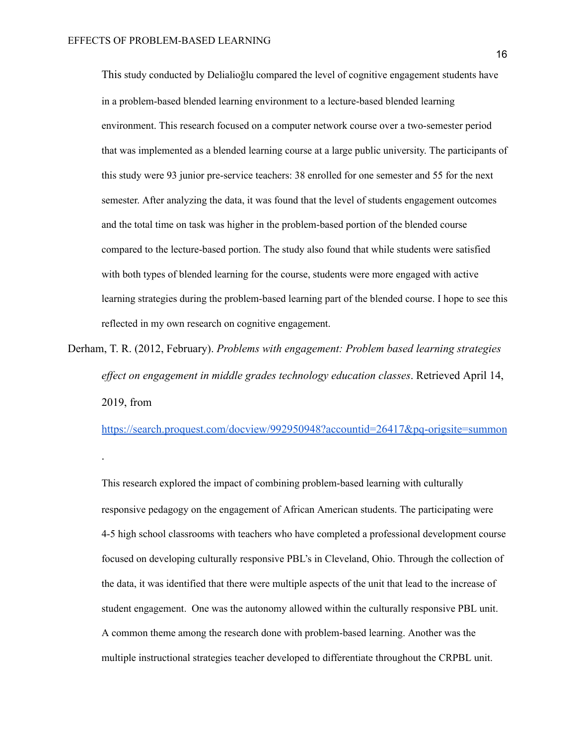This study conducted by Delialioğlu compared the level of cognitive engagement students have in a problem-based blended learning environment to a lecture-based blended learning environment. This research focused on a computer network course over a two-semester period that was implemented as a blended learning course at a large public university. The participants of this study were 93 junior pre-service teachers: 38 enrolled for one semester and 55 for the next semester. After analyzing the data, it was found that the level of students engagement outcomes and the total time on task was higher in the problem-based portion of the blended course compared to the lecture-based portion. The study also found that while students were satisfied with both types of blended learning for the course, students were more engaged with active learning strategies during the problem-based learning part of the blended course. I hope to see this reflected in my own research on cognitive engagement.

Derham, T. R. (2012, February). *Problems with engagement: Problem based learning strategies effect on engagement in middle grades technology education classes*. Retrieved April 14, 2019, from https://search.proquest.com/docview/992950948?accountid=26417&pq-origsite=summon.

This research explored the impact of combining problem-based learning with culturally responsive pedagogy on the engagement of African American students. The participating were 4-5 high school classrooms with teachers who have completed a professional development course focused on developing culturally responsive PBL's in Cleveland, Ohio. Through the collection of the data, it was identified that there were multiple aspects of the unit that lead to the increase of student engagement. One was the autonomy allowed within the culturally responsive PBL unit. A common theme among the research done with problem-based learning. Another was the multiple instructional strategies teacher developed to differentiate throughout the CRPBL unit.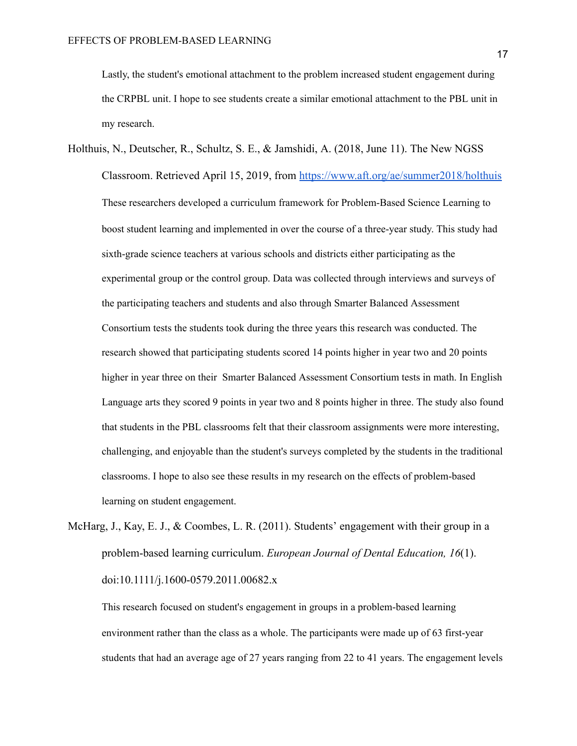Lastly, the student's emotional attachment to the problem increased student engagement during the CRPBL unit. I hope to see students create a similar emotional attachment to the PBL unit in my research.

Holthuis, N., Deutscher, R., Schultz, S. E., & Jamshidi, A. (2018, June 11). The New NGSS Classroom. Retrieved April 15, 2019, from [https://www.aft.org/ae/summer2018/holthuis](https://www.aft.org/ae/summer2018/holthuis)

These researchers developed a curriculum framework for Problem-Based Science Learning to boost student learning and implemented in over the course of a three-year study. This study had sixth-grade science teachers at various schools and districts either participating as the experimental group or the control group. Data was collected through interviews and surveys of the participating teachers and students and also through Smarter Balanced Assessment Consortium tests the students took during the three years this research was conducted. The research showed that participating students scored 14 points higher in year two and 20 points higher in year three on their Smarter Balanced Assessment Consortium tests in math. In English Language arts they scored 9 points in year two and 8 points higher in three. The study also found that students in the PBL classrooms felt that their classroom assignments were more interesting, challenging, and enjoyable than the student's surveys completed by the students in the traditional classrooms. I hope to also see these results in my research on the effects of problem-based learning on student engagement.

McHarg, J., Kay, E. J., & Coombes, L. R. (2011). Students' engagement with their group in a problem-based learning curriculum. *European Journal of Dental Education, 16*(1). doi:10.1111/j.1600-0579.2011.00682.x

This research focused on student's engagement in groups in a problem-based learning environment rather than the class as a whole. The participants were made up of 63 first-year students that had an average age of 27 years ranging from 22 to 41 years. The engagement levels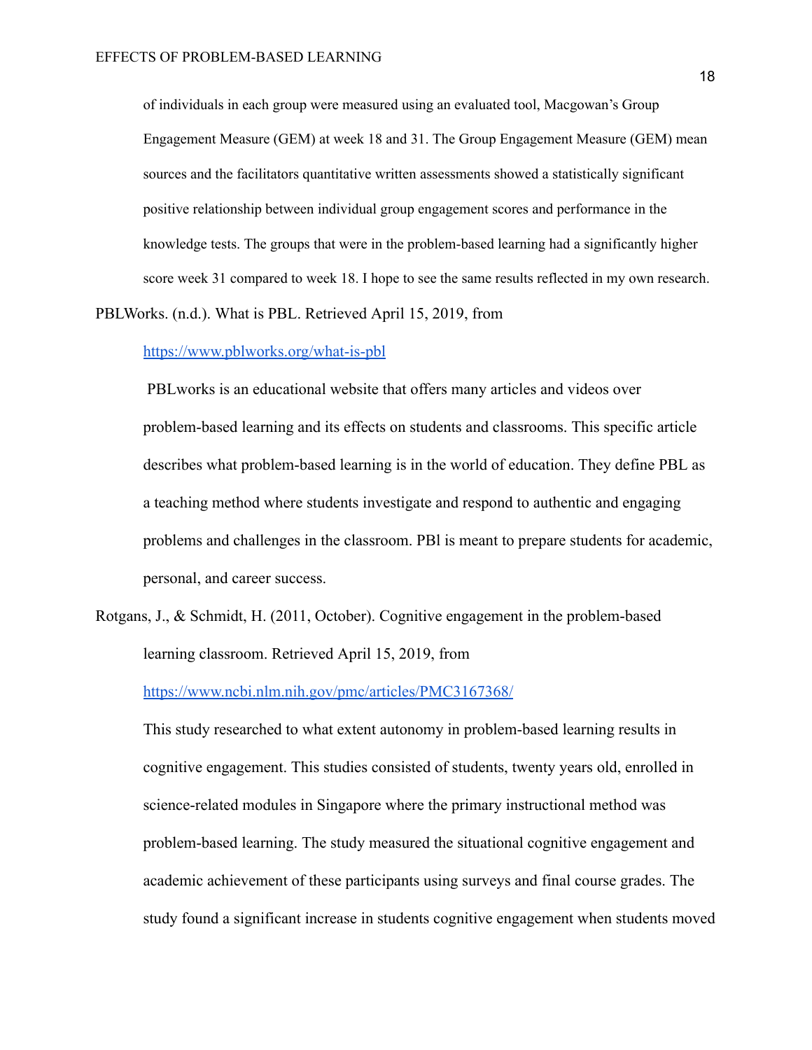of individuals in each group were measured using an evaluated tool, Macgowan's Group Engagement Measure (GEM) at week 18 and 31. The Group Engagement Measure (GEM) mean sources and the facilitators quantitative written assessments showed a statistically significant positive relationship between individual group engagement scores and performance in the knowledge tests. The groups that were in the problem-based learning had a significantly higher score week 31 compared to week 18. I hope to see the same results reflected in my own research.

PBLWorks. (n.d.). What is PBL. Retrieved April 15, 2019, from https://www.pblworks.org/what-is-pbl

PBLworks is an educational website that offers many articles and videos over problem-based learning and its effects on students and classrooms. This specific article describes what problem-based learning is in the world of education. They define PBL as a teaching method where students investigate and respond to authentic and engaging problems and challenges in the classroom. PBl is meant to prepare students for academic, personal, and career success.

Rotgans, J., & Schmidt, H. (2011, October). Cognitive engagement in the problem-based learning classroom. Retrieved April 15, 2019, from https://www.ncbi.nlm.nih.gov/pmc/articles/PMC3167368/

This study researched to what extent autonomy in problem-based learning results in cognitive engagement. This studies consisted of students, twenty years old, enrolled in science-related modules in Singapore where the primary instructional method was problem-based learning. The study measured the situational cognitive engagement and academic achievement of these participants using surveys and final course grades. The study found a significant increase in students cognitive engagement when students moved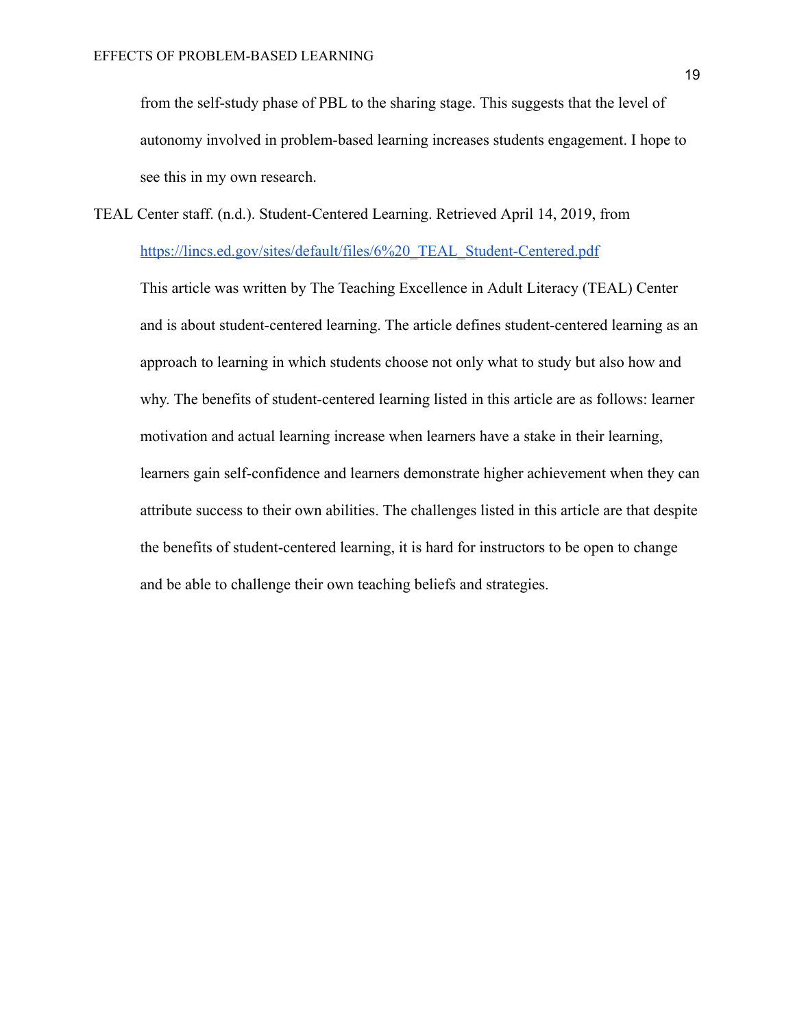from the self-study phase of PBL to the sharing stage. This suggests that the level of autonomy involved in problem-based learning increases students engagement. I hope to see this in my own research.

TEAL Center staff. (n.d.). Student-Centered Learning. Retrieved April 14, 2019, from [https://lincs.ed.gov/sites/default/files/6%20_TEAL_Student-Centered.pdf](https://lincs.ed.gov/sites/default/files/6%20_TEAL_Student-Centered.pdf)

This article was written by The Teaching Excellence in Adult Literacy (TEAL) Center and is about student-centered learning. The article defines student-centered learning as an approach to learning in which students choose not only what to study but also how and why. The benefits of student-centered learning listed in this article are as follows: learner motivation and actual learning increase when learners have a stake in their learning, learners gain self-confidence and learners demonstrate higher achievement when they can attribute success to their own abilities. The challenges listed in this article are that despite the benefits of student-centered learning, it is hard for instructors to be open to change and be able to challenge their own teaching beliefs and strategies.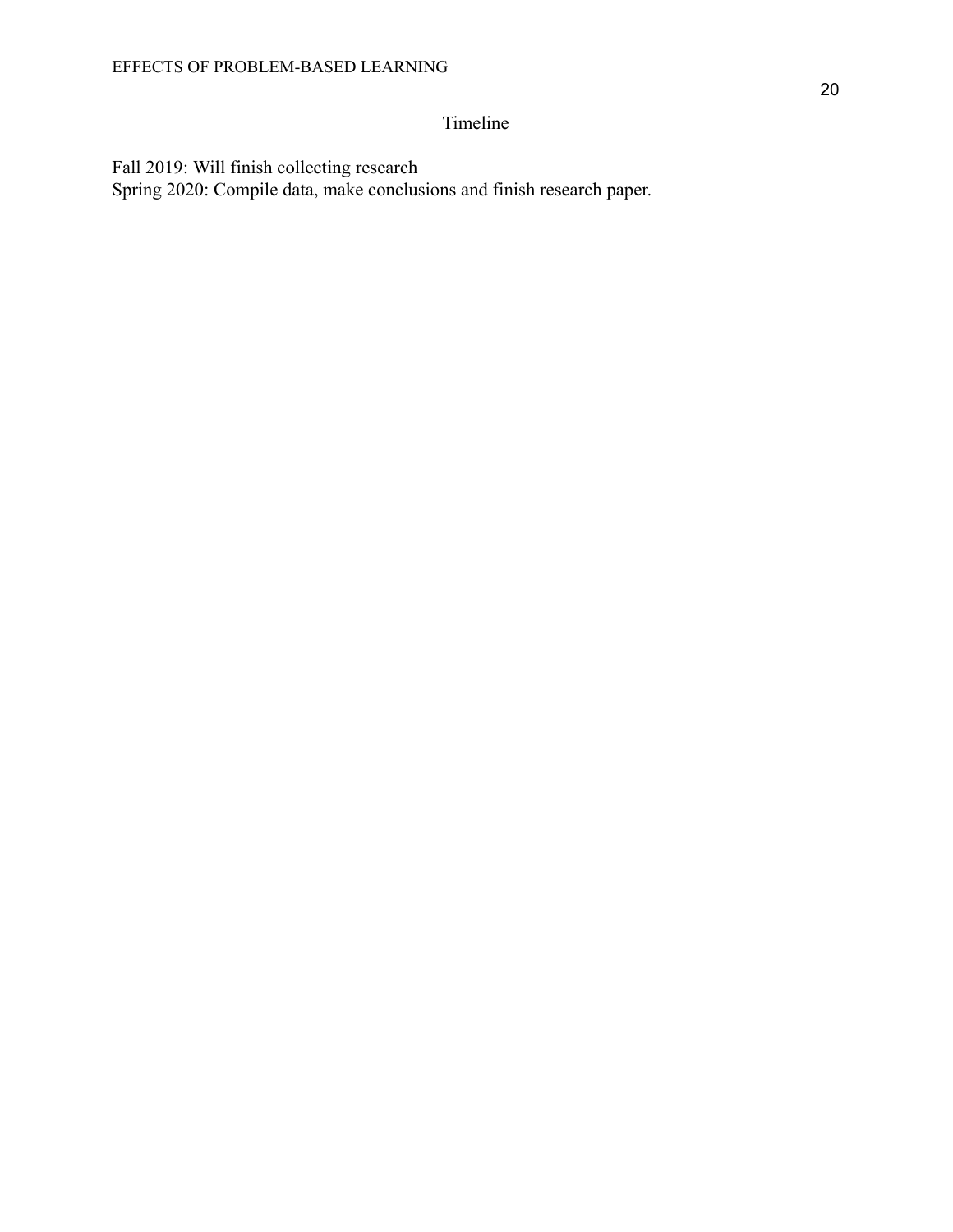# Timeline

Fall 2019: Will finish collecting research
Spring 2020: Compile data, make conclusions and finish research paper.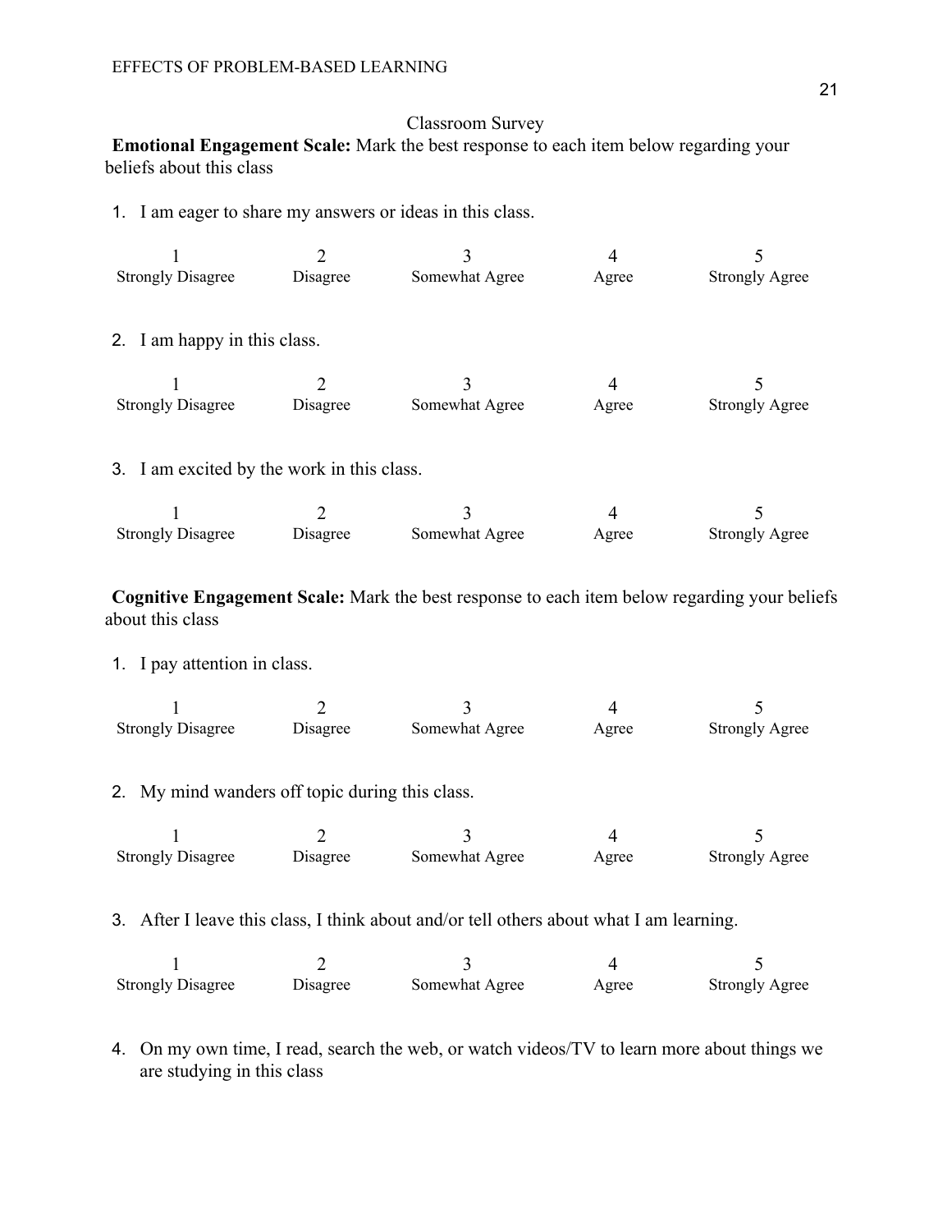Classroom Survey

**Emotional Engagement Scale:** Mark the best response to each item below regarding your beliefs about this class

1. I am eager to share my answers or ideas in this class.

| 1 | 2 | 3 | 4 | 5 |
|---|---|---|---|---|
| Strongly Disagree | Disagree | Somewhat Agree | Agree | Strongly Agree |

2. I am happy in this class.

| 1 | 2 | 3 | 4 | 5 |
|---|---|---|---|---|
| Strongly Disagree | Disagree | Somewhat Agree | Agree | Strongly Agree |

3. I am excited by the work in this class.

| 1 | 2 | 3 | 4 | 5 |
|---|---|---|---|---|
| Strongly Disagree | Disagree | Somewhat Agree | Agree | Strongly Agree |

**Cognitive Engagement Scale:** Mark the best response to each item below regarding your beliefs about this class

1. I pay attention in class.

| 1 | 2 | 3 | 4 | 5 |
|---|---|---|---|---|
| Strongly Disagree | Disagree | Somewhat Agree | Agree | Strongly Agree |

2. My mind wanders off topic during this class.

| 1 | 2 | 3 | 4 | 5 |
|---|---|---|---|---|
| Strongly Disagree | Disagree | Somewhat Agree | Agree | Strongly Agree |

3. After I leave this class, I think about and/or tell others about what I am learning.

| 1 | 2 | 3 | 4 | 5 |
|---|---|---|---|---|
| Strongly Disagree | Disagree | Somewhat Agree | Agree | Strongly Agree |

4. On my own time, I read, search the web, or watch videos/TV to learn more about things we are studying in this class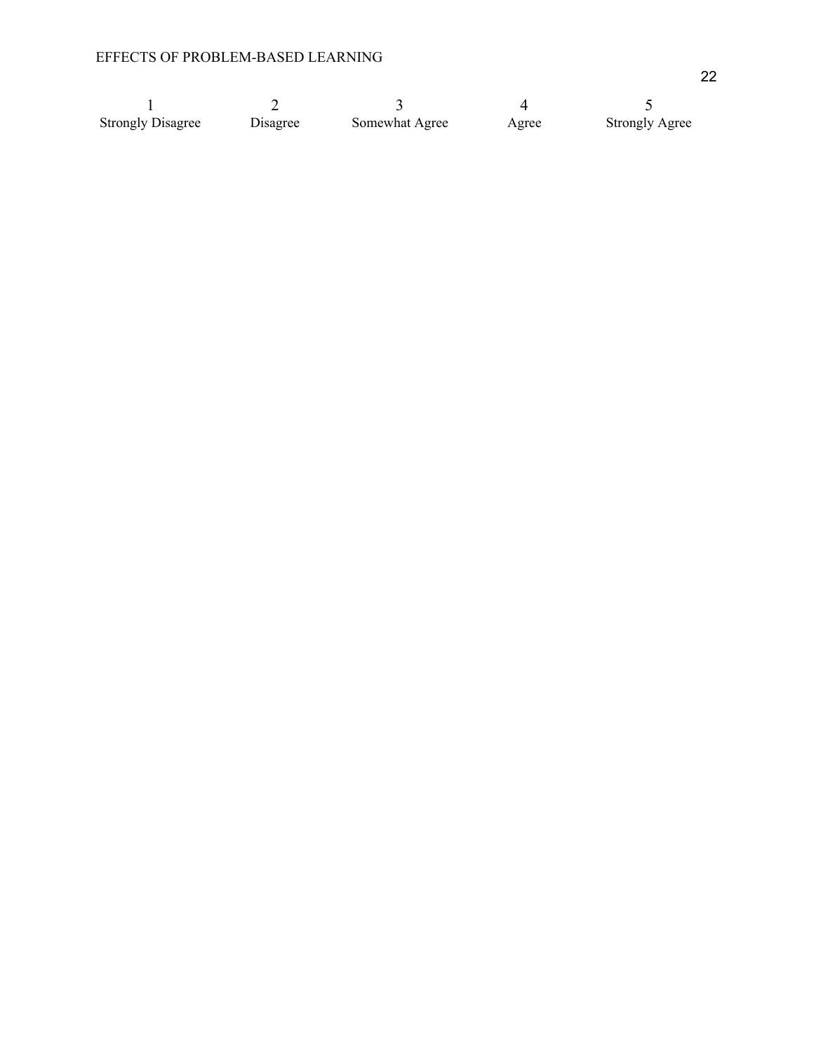| 1 | 2 | 3 | 4 | 5 |
|---|---|---|---|---|
| Strongly Disagree | Disagree | Somewhat Agree | Agree | Strongly Agree |